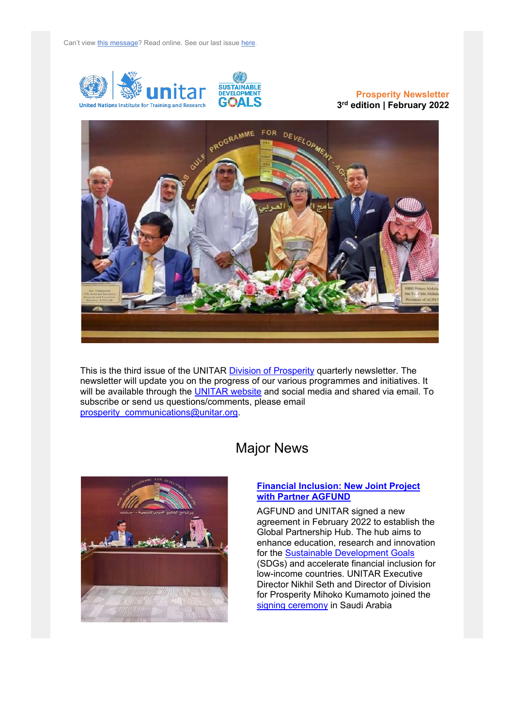Can't view this message? Read online. See our last issue here.

**Prosperity Newsletter**
**3rd edition | February 2022**

This is the third issue of the UNITAR Division of Prosperity quarterly newsletter. The newsletter will update you on the progress of our various programmes and initiatives. It will be available through the UNITAR website and social media and shared via email. To subscribe or send us questions/comments, please email prosperity_communications@unitar.org.

# Major News

## Financial Inclusion: New Joint Project with Partner AGFUND

AGFUND and UNITAR signed a new agreement in February 2022 to establish the Global Partnership Hub. The hub aims to enhance education, research and innovation for the Sustainable Development Goals (SDGs) and accelerate financial inclusion for low-income countries. UNITAR Executive Director Nikhil Seth and Director of Division for Prosperity Mihoko Kumamoto joined the signing ceremony in Saudi Arabia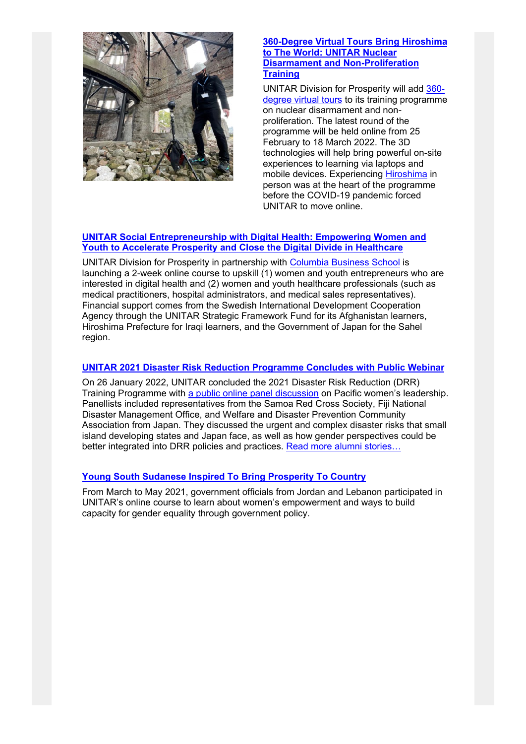### 360-Degree Virtual Tours Bring Hiroshima to The World: UNITAR Nuclear Disarmament and Non-Proliferation Training

UNITAR Division for Prosperity will add 360-degree virtual tours to its training programme on nuclear disarmament and non-proliferation. The latest round of the programme will be held online from 25 February to 18 March 2022. The 3D technologies will help bring powerful on-site experiences to learning via laptops and mobile devices. Experiencing Hiroshima in person was at the heart of the programme before the COVID-19 pandemic forced UNITAR to move online.

### UNITAR Social Entrepreneurship with Digital Health: Empowering Women and Youth to Accelerate Prosperity and Close the Digital Divide in Healthcare

UNITAR Division for Prosperity in partnership with Columbia Business School is launching a 2-week online course to upskill (1) women and youth entrepreneurs who are interested in digital health and (2) women and youth healthcare professionals (such as medical practitioners, hospital administrators, and medical sales representatives). Financial support comes from the Swedish International Development Cooperation Agency through the UNITAR Strategic Framework Fund for its Afghanistan learners, Hiroshima Prefecture for Iraqi learners, and the Government of Japan for the Sahel region.

### UNITAR 2021 Disaster Risk Reduction Programme Concludes with Public Webinar

On 26 January 2022, UNITAR concluded the 2021 Disaster Risk Reduction (DRR) Training Programme with a public online panel discussion on Pacific women's leadership. Panellists included representatives from the Samoa Red Cross Society, Fiji National Disaster Management Office, and Welfare and Disaster Prevention Community Association from Japan. They discussed the urgent and complex disaster risks that small island developing states and Japan face, as well as how gender perspectives could be better integrated into DRR policies and practices. Read more alumni stories…

### Young South Sudanese Inspired To Bring Prosperity To Country

From March to May 2021, government officials from Jordan and Lebanon participated in UNITAR's online course to learn about women's empowerment and ways to build capacity for gender equality through government policy.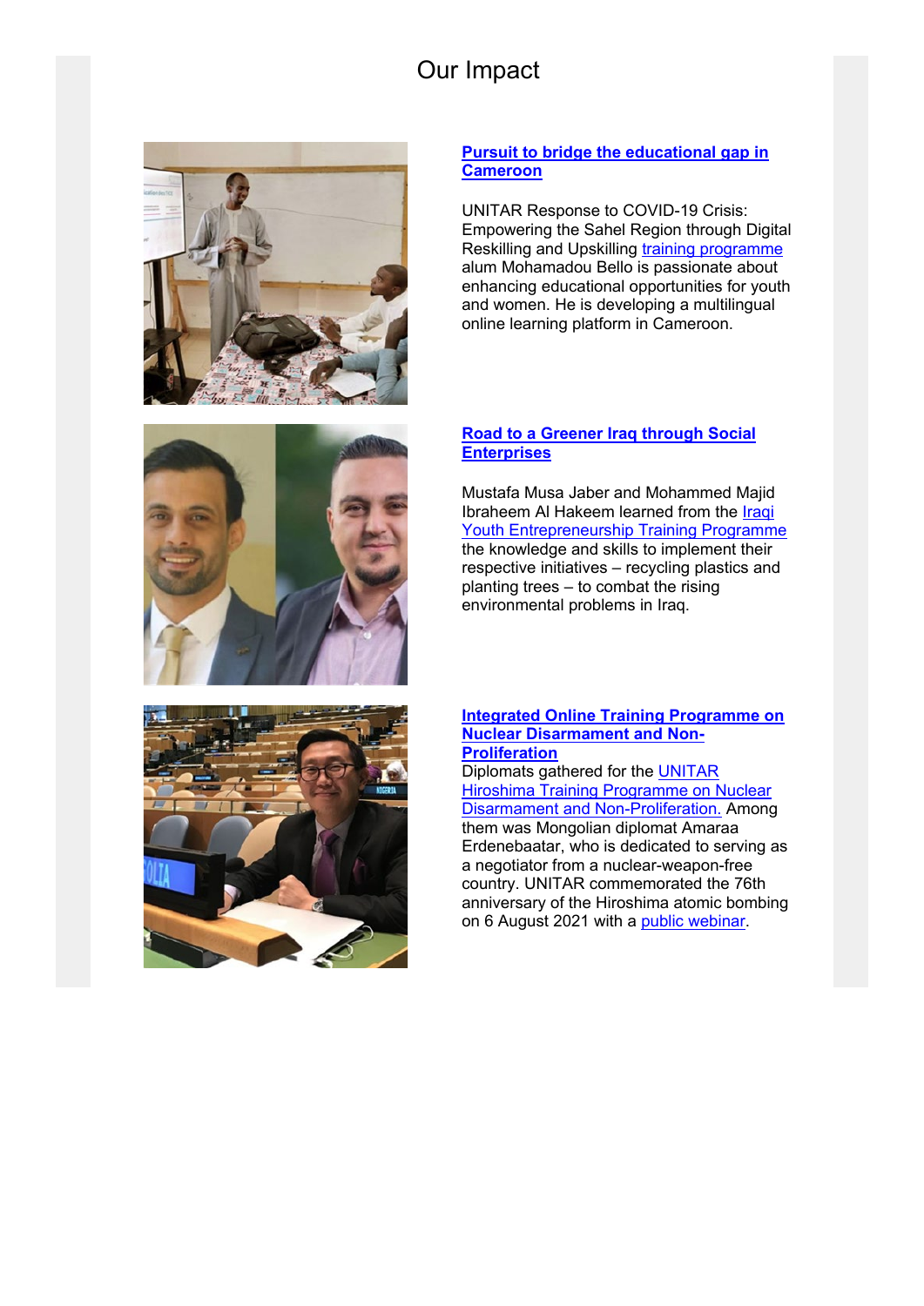# Our Impact

**[Pursuit to bridge the educational gap in Cameroon]**

UNITAR Response to COVID-19 Crisis: Empowering the Sahel Region through Digital Reskilling and Upskilling training programme alum Mohamadou Bello is passionate about enhancing educational opportunities for youth and women. He is developing a multilingual online learning platform in Cameroon.

**Road to a Greener Iraq through Social Enterprises**

Mustafa Musa Jaber and Mohammed Majid Ibraheem Al Hakeem learned from the Iraqi Youth Entrepreneurship Training Programme the knowledge and skills to implement their respective initiatives – recycling plastics and planting trees – to combat the rising environmental problems in Iraq.

**Integrated Online Training Programme on Nuclear Disarmament and Non-Proliferation**

Diplomats gathered for the UNITAR Hiroshima Training Programme on Nuclear Disarmament and Non-Proliferation. Among them was Mongolian diplomat Amaraa Erdenebaatar, who is dedicated to serving as a negotiator from a nuclear-weapon-free country. UNITAR commemorated the 76th anniversary of the Hiroshima atomic bombing on 6 August 2021 with a public webinar.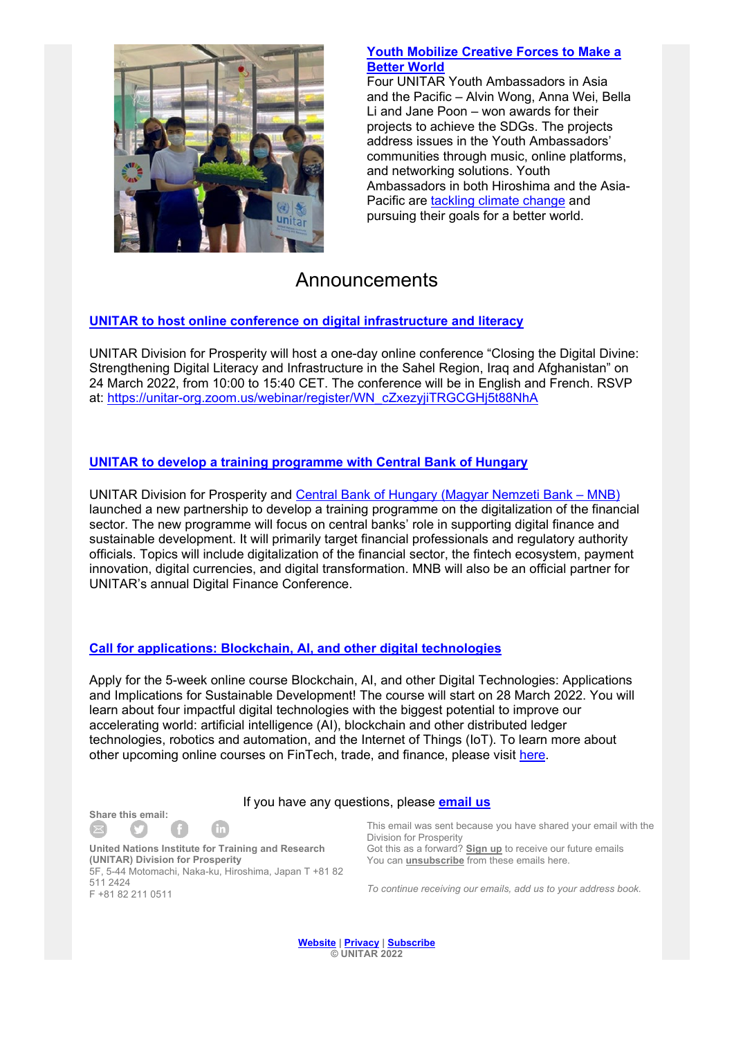**Youth Mobilize Creative Forces to Make a Better World**

Four UNITAR Youth Ambassadors in Asia and the Pacific – Alvin Wong, Anna Wei, Bella Li and Jane Poon – won awards for their projects to achieve the SDGs. The projects address issues in the Youth Ambassadors' communities through music, online platforms, and networking solutions. Youth Ambassadors in both Hiroshima and the Asia-Pacific are tackling climate change and pursuing their goals for a better world.

# Announcements

**UNITAR to host online conference on digital infrastructure and literacy**

UNITAR Division for Prosperity will host a one-day online conference "Closing the Digital Divine: Strengthening Digital Literacy and Infrastructure in the Sahel Region, Iraq and Afghanistan" on 24 March 2022, from 10:00 to 15:40 CET. The conference will be in English and French. RSVP at: https://unitar-org.zoom.us/webinar/register/WN_cZxezyjiTRGCGHj5t88NhA

**UNITAR to develop a training programme with Central Bank of Hungary**

UNITAR Division for Prosperity and Central Bank of Hungary (Magyar Nemzeti Bank – MNB) launched a new partnership to develop a training programme on the digitalization of the financial sector. The new programme will focus on central banks' role in supporting digital finance and sustainable development. It will primarily target financial professionals and regulatory authority officials. Topics will include digitalization of the financial sector, the fintech ecosystem, payment innovation, digital currencies, and digital transformation. MNB will also be an official partner for UNITAR's annual Digital Finance Conference.

**Call for applications: Blockchain, AI, and other digital technologies**

Apply for the 5-week online course Blockchain, AI, and other Digital Technologies: Applications and Implications for Sustainable Development! The course will start on 28 March 2022. You will learn about four impactful digital technologies with the biggest potential to improve our accelerating world: artificial intelligence (AI), blockchain and other distributed ledger technologies, robotics and automation, and the Internet of Things (IoT). To learn more about other upcoming online courses on FinTech, trade, and finance, please visit here.

If you have any questions, please **email us**

Share this email:

**United Nations Institute for Training and Research (UNITAR) Division for Prosperity**
5F, 5-44 Motomachi, Naka-ku, Hiroshima, Japan T +81 82 511 2424
F +81 82 211 0511

This email was sent because you have shared your email with the Division for Prosperity
Got this as a forward? **Sign up** to receive our future emails
You can **unsubscribe** from these emails here.

*To continue receiving our emails, add us to your address book.*

**Website** | **Privacy** | **Subscribe**
© UNITAR 2022